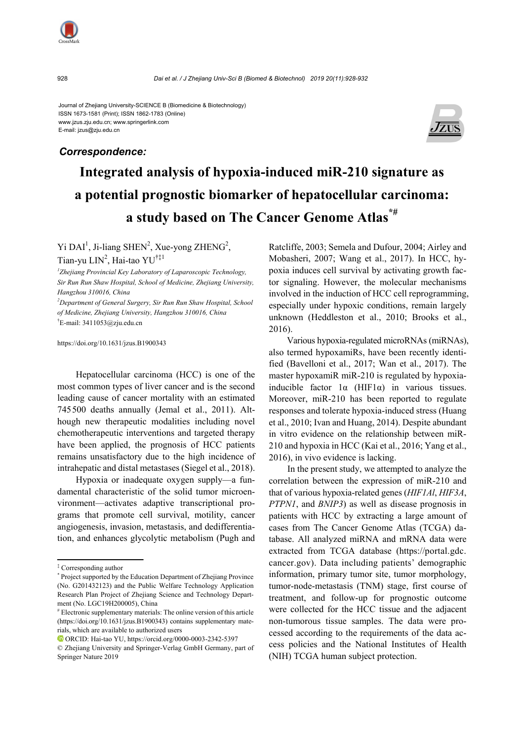Journal of Zhejiang University-SCIENCE B (Biomedicine & Biotechnology)
ISSN 1673-1581 (Print); ISSN 1862-1783 (Online)
www.jzus.zju.edu.cn; www.springerlink.com
E-mail: jzus@zju.edu.cn

***Correspondence:***

# Integrated analysis of hypoxia-induced miR-210 signature as a potential prognostic biomarker of hepatocellular carcinoma: a study based on The Cancer Genome Atlas[*#]

Yi DAI[1], Ji-liang SHEN[2], Xue-yong ZHENG[2], Tian-yu LIN[2], Hai-tao YU[†‡1]

*[1]Zhejiang Provincial Key Laboratory of Laparoscopic Technology, Sir Run Run Shaw Hospital, School of Medicine, Zhejiang University, Hangzhou 310016, China*

*[2]Department of General Surgery, Sir Run Run Shaw Hospital, School of Medicine, Zhejiang University, Hangzhou 310016, China*

[†]E-mail: 3411053@zju.edu.cn

https://doi.org/10.1631/jzus.B1900343

Hepatocellular carcinoma (HCC) is one of the most common types of liver cancer and is the second leading cause of cancer mortality with an estimated 745 500 deaths annually (Jemal et al., 2011). Although new therapeutic modalities including novel chemotherapeutic interventions and targeted therapy have been applied, the prognosis of HCC patients remains unsatisfactory due to the high incidence of intrahepatic and distal metastases (Siegel et al., 2018).

Hypoxia or inadequate oxygen supply—a fundamental characteristic of the solid tumor microenvironment—activates adaptive transcriptional programs that promote cell survival, motility, cancer angiogenesis, invasion, metastasis, and dedifferentiation, and enhances glycolytic metabolism (Pugh and Ratcliffe, 2003; Semela and Dufour, 2004; Airley and Mobasheri, 2007; Wang et al., 2017). In HCC, hypoxia induces cell survival by activating growth factor signaling. However, the molecular mechanisms involved in the induction of HCC cell reprogramming, especially under hypoxic conditions, remain largely unknown (Heddleston et al., 2010; Brooks et al., 2016).

Various hypoxia-regulated microRNAs (miRNAs), also termed hypoxamiRs, have been recently identified (Bavelloni et al., 2017; Wan et al., 2017). The master hypoxamiR miR-210 is regulated by hypoxia-inducible factor 1α (HIF1α) in various tissues. Moreover, miR-210 has been reported to regulate responses and tolerate hypoxia-induced stress (Huang et al., 2010; Ivan and Huang, 2014). Despite abundant in vitro evidence on the relationship between miR-210 and hypoxia in HCC (Kai et al., 2016; Yang et al., 2016), in vivo evidence is lacking.

In the present study, we attempted to analyze the correlation between the expression of miR-210 and that of various hypoxia-related genes (*HIF1Al*, *HIF3A*, *PTPN1*, and *BNIP3*) as well as disease prognosis in patients with HCC by extracting a large amount of cases from The Cancer Genome Atlas (TCGA) database. All analyzed miRNA and mRNA data were extracted from TCGA database (https://portal.gdc.cancer.gov). Data including patients' demographic information, primary tumor site, tumor morphology, tumor-node-metastasis (TNM) stage, first course of treatment, and follow-up for prognostic outcome were collected for the HCC tissue and the adjacent non-tumorous tissue samples. The data were processed according to the requirements of the data access policies and the National Institutes of Health (NIH) TCGA human subject protection.

---

[‡] Corresponding author

[*] Project supported by the Education Department of Zhejiang Province (No. G201432123) and the Public Welfare Technology Application Research Plan Project of Zhejiang Science and Technology Department (No. LGC19H200005), China

[#] Electronic supplementary materials: The online version of this article (https://doi.org/10.1631/jzus.B1900343) contains supplementary materials, which are available to authorized users

ORCID: Hai-tao YU, https://orcid.org/0000-0003-2342-5397

© Zhejiang University and Springer-Verlag GmbH Germany, part of Springer Nature 2019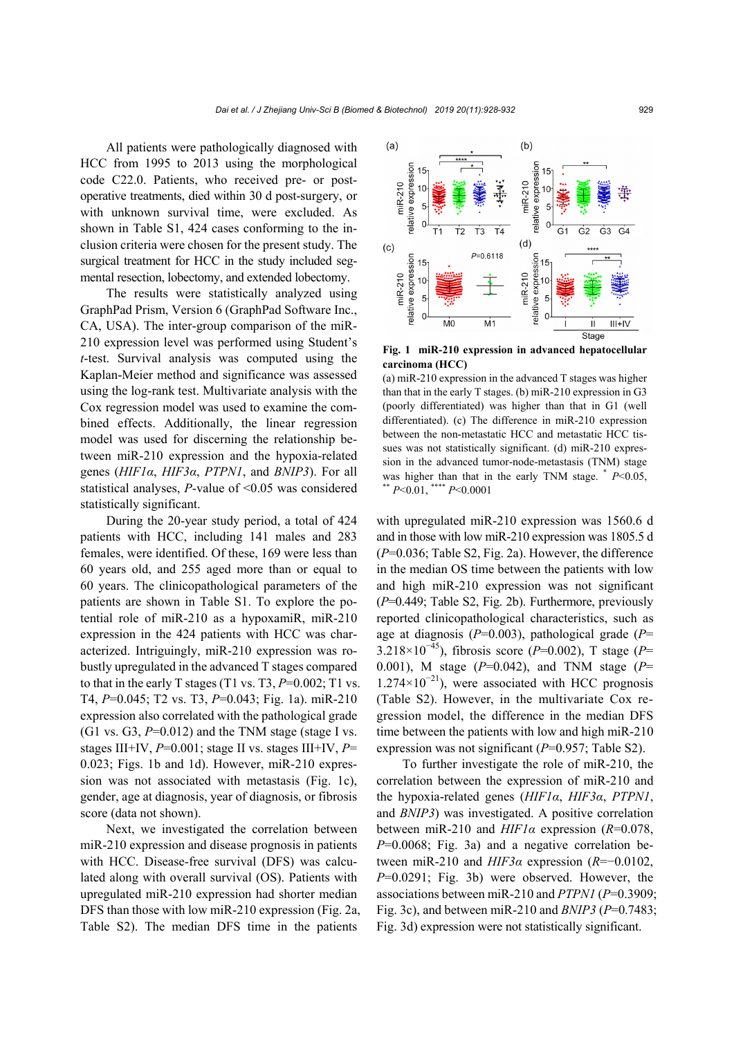All patients were pathologically diagnosed with HCC from 1995 to 2013 using the morphological code C22.0. Patients, who received pre- or post-operative treatments, died within 30 d post-surgery, or with unknown survival time, were excluded. As shown in Table S1, 424 cases conforming to the inclusion criteria were chosen for the present study. The surgical treatment for HCC in the study included segmental resection, lobectomy, and extended lobectomy.

The results were statistically analyzed using GraphPad Prism, Version 6 (GraphPad Software Inc., CA, USA). The inter-group comparison of the miR-210 expression level was performed using Student's *t*-test. Survival analysis was computed using the Kaplan-Meier method and significance was assessed using the log-rank test. Multivariate analysis with the Cox regression model was used to examine the combined effects. Additionally, the linear regression model was used for discerning the relationship between miR-210 expression and the hypoxia-related genes (*HIF1α*, *HIF3α*, *PTPN1*, and *BNIP3*). For all statistical analyses, *P*-value of <0.05 was considered statistically significant.

During the 20-year study period, a total of 424 patients with HCC, including 141 males and 283 females, were identified. Of these, 169 were less than 60 years old, and 255 aged more than or equal to 60 years. The clinicopathological parameters of the patients are shown in Table S1. To explore the potential role of miR-210 as a hypoxamiR, miR-210 expression in the 424 patients with HCC was characterized. Intriguingly, miR-210 expression was robustly upregulated in the advanced T stages compared to that in the early T stages (T1 vs. T3, *P*=0.002; T1 vs. T4, *P*=0.045; T2 vs. T3, *P*=0.043; Fig. 1a). miR-210 expression also correlated with the pathological grade (G1 vs. G3, *P*=0.012) and the TNM stage (stage I vs. stages III+IV, *P*=0.001; stage II vs. stages III+IV, *P*=0.023; Figs. 1b and 1d). However, miR-210 expression was not associated with metastasis (Fig. 1c), gender, age at diagnosis, year of diagnosis, or fibrosis score (data not shown).

Next, we investigated the correlation between miR-210 expression and disease prognosis in patients with HCC. Disease-free survival (DFS) was calculated along with overall survival (OS). Patients with upregulated miR-210 expression had shorter median DFS than those with low miR-210 expression (Fig. 2a, Table S2). The median DFS time in the patients with upregulated miR-210 expression was 1560.6 d and in those with low miR-210 expression was 1805.5 d (*P*=0.036; Table S2, Fig. 2a). However, the difference in the median OS time between the patients with low and high miR-210 expression was not significant (*P*=0.449; Table S2, Fig. 2b). Furthermore, previously reported clinicopathological characteristics, such as age at diagnosis (*P*=0.003), pathological grade ($P=3.218\times10^{-45}$), fibrosis score (*P*=0.002), T stage (*P*=0.001), M stage (*P*=0.042), and TNM stage ($P=1.274\times10^{-21}$), were associated with HCC prognosis (Table S2). However, in the multivariate Cox regression model, the difference in the median DFS time between the patients with low and high miR-210 expression was not significant (*P*=0.957; Table S2).

To further investigate the role of miR-210, the correlation between the expression of miR-210 and the hypoxia-related genes (*HIF1α*, *HIF3α*, *PTPN1*, and *BNIP3*) was investigated. A positive correlation between miR-210 and *HIF1α* expression (*R*=0.078, *P*=0.0068; Fig. 3a) and a negative correlation between miR-210 and *HIF3α* expression (*R*=−0.0102, *P*=0.0291; Fig. 3b) were observed. However, the associations between miR-210 and *PTPN1* (*P*=0.3909; Fig. 3c), and between miR-210 and *BNIP3* (*P*=0.7483; Fig. 3d) expression were not statistically significant.

**Fig. 1 miR-210 expression in advanced hepatocellular carcinoma (HCC)**

(a) miR-210 expression in the advanced T stages was higher than that in the early T stages. (b) miR-210 expression in G3 (poorly differentiated) was higher than that in G1 (well differentiated). (c) The difference in miR-210 expression between the non-metastatic HCC and metastatic HCC tissues was not statistically significant. (d) miR-210 expression in the advanced tumor-node-metastasis (TNM) stage was higher than that in the early TNM stage. * $P<0.05$, ** $P<0.01$, **** $P<0.0001$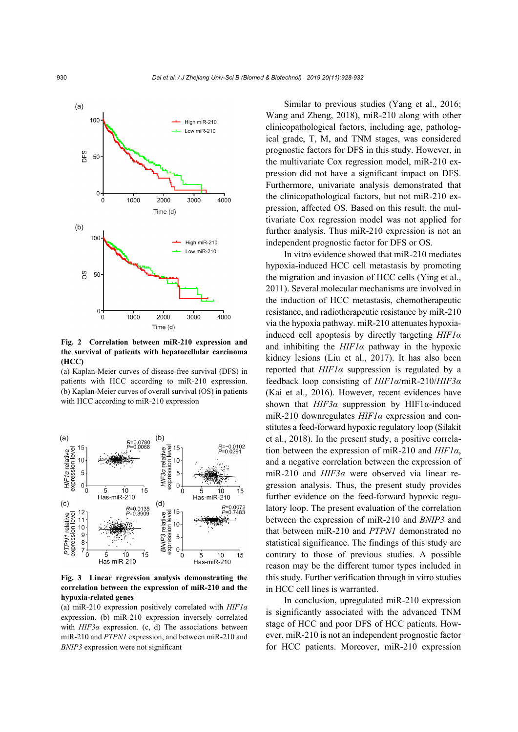**Fig. 2 Correlation between miR-210 expression and the survival of patients with hepatocellular carcinoma (HCC)**

(a) Kaplan-Meier curves of disease-free survival (DFS) in patients with HCC according to miR-210 expression. (b) Kaplan-Meier curves of overall survival (OS) in patients with HCC according to miR-210 expression

**Fig. 3 Linear regression analysis demonstrating the correlation between the expression of miR-210 and the hypoxia-related genes**

(a) miR-210 expression positively correlated with *HIF1α* expression. (b) miR-210 expression inversely correlated with *HIF3α* expression. (c, d) The associations between miR-210 and *PTPN1* expression, and between miR-210 and *BNIP3* expression were not significant

Similar to previous studies (Yang et al., 2016; Wang and Zheng, 2018), miR-210 along with other clinicopathological factors, including age, pathological grade, T, M, and TNM stages, was considered prognostic factors for DFS in this study. However, in the multivariate Cox regression model, miR-210 expression did not have a significant impact on DFS. Furthermore, univariate analysis demonstrated that the clinicopathological factors, but not miR-210 expression, affected OS. Based on this result, the multivariate Cox regression model was not applied for further analysis. Thus miR-210 expression is not an independent prognostic factor for DFS or OS.

In vitro evidence showed that miR-210 mediates hypoxia-induced HCC cell metastasis by promoting the migration and invasion of HCC cells (Ying et al., 2011). Several molecular mechanisms are involved in the induction of HCC metastasis, chemotherapeutic resistance, and radiotherapeutic resistance by miR-210 via the hypoxia pathway. miR-210 attenuates hypoxia-induced cell apoptosis by directly targeting *HIF1α* and inhibiting the *HIF1α* pathway in the hypoxic kidney lesions (Liu et al., 2017). It has also been reported that *HIF1α* suppression is regulated by a feedback loop consisting of *HIF1α*/miR-210/*HIF3α* (Kai et al., 2016). However, recent evidences have shown that *HIF3α* suppression by HIF1α-induced miR-210 downregulates *HIF1α* expression and constitutes a feed-forward hypoxic regulatory loop (Silakit et al., 2018). In the present study, a positive correlation between the expression of miR-210 and *HIF1α*, and a negative correlation between the expression of miR-210 and *HIF3α* were observed via linear regression analysis. Thus, the present study provides further evidence on the feed-forward hypoxic regulatory loop. The present evaluation of the correlation between the expression of miR-210 and *BNIP3* and that between miR-210 and *PTPN1* demonstrated no statistical significance. The findings of this study are contrary to those of previous studies. A possible reason may be the different tumor types included in this study. Further verification through in vitro studies in HCC cell lines is warranted.

In conclusion, upregulated miR-210 expression is significantly associated with the advanced TNM stage of HCC and poor DFS of HCC patients. However, miR-210 is not an independent prognostic factor for HCC patients. Moreover, miR-210 expression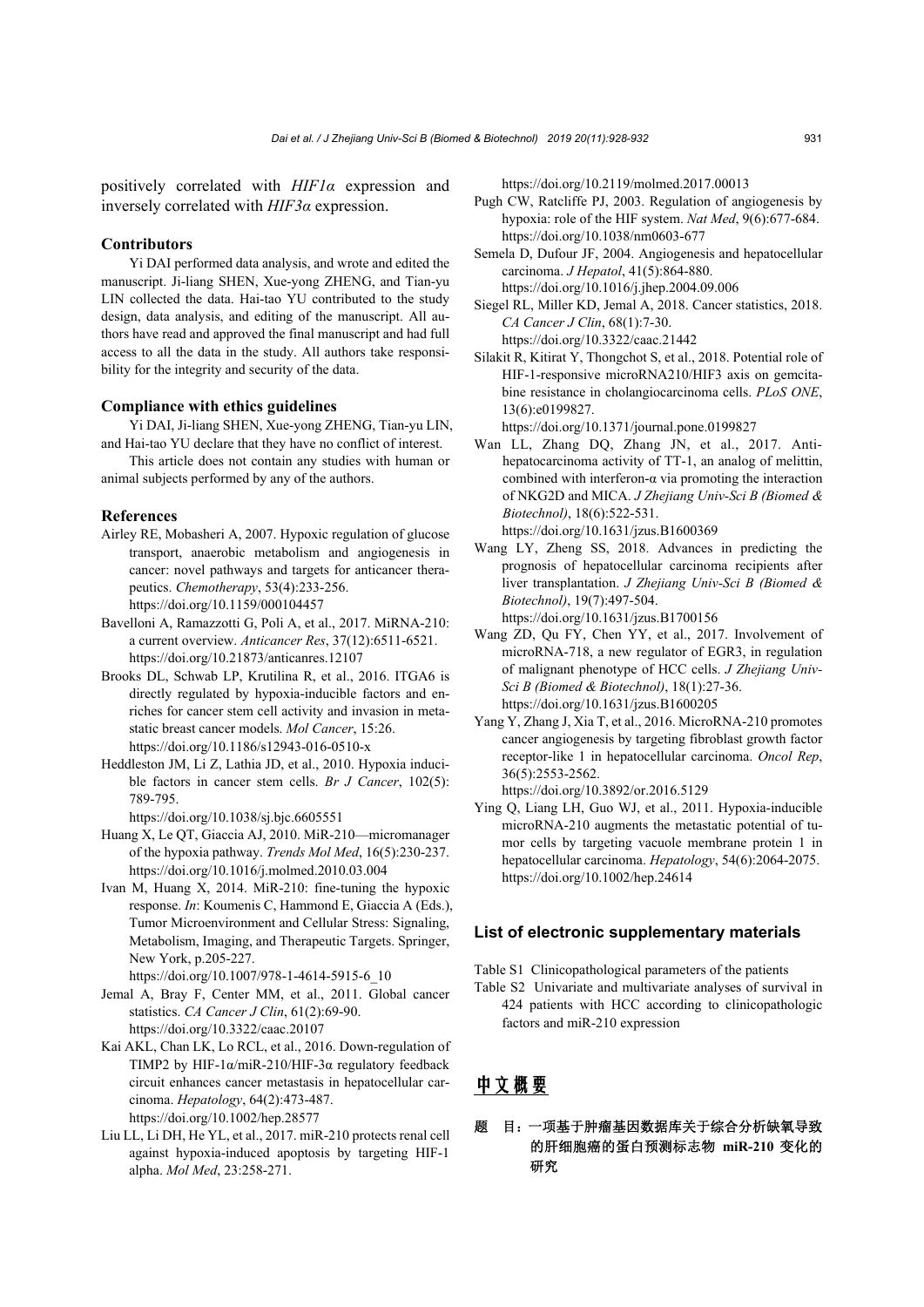positively correlated with *HIF1α* expression and inversely correlated with *HIF3α* expression.

### Contributors

Yi DAI performed data analysis, and wrote and edited the manuscript. Ji-liang SHEN, Xue-yong ZHENG, and Tian-yu LIN collected the data. Hai-tao YU contributed to the study design, data analysis, and editing of the manuscript. All authors have read and approved the final manuscript and had full access to all the data in the study. All authors take responsibility for the integrity and security of the data.

### Compliance with ethics guidelines

Yi DAI, Ji-liang SHEN, Xue-yong ZHENG, Tian-yu LIN, and Hai-tao YU declare that they have no conflict of interest.

This article does not contain any studies with human or animal subjects performed by any of the authors.

### References

Airley RE, Mobasheri A, 2007. Hypoxic regulation of glucose transport, anaerobic metabolism and angiogenesis in cancer: novel pathways and targets for anticancer therapeutics. *Chemotherapy*, 53(4):233-256. https://doi.org/10.1159/000104457

Bavelloni A, Ramazzotti G, Poli A, et al., 2017. MiRNA-210: a current overview. *Anticancer Res*, 37(12):6511-6521. https://doi.org/10.21873/anticanres.12107

Brooks DL, Schwab LP, Krutilina R, et al., 2016. ITGA6 is directly regulated by hypoxia-inducible factors and enriches for cancer stem cell activity and invasion in metastatic breast cancer models. *Mol Cancer*, 15:26. https://doi.org/10.1186/s12943-016-0510-x

Heddleston JM, Li Z, Lathia JD, et al., 2010. Hypoxia inducible factors in cancer stem cells. *Br J Cancer*, 102(5): 789-795. https://doi.org/10.1038/sj.bjc.6605551

Huang X, Le QT, Giaccia AJ, 2010. MiR-210—micromanager of the hypoxia pathway. *Trends Mol Med*, 16(5):230-237. https://doi.org/10.1016/j.molmed.2010.03.004

Ivan M, Huang X, 2014. MiR-210: fine-tuning the hypoxic response. *In*: Koumenis C, Hammond E, Giaccia A (Eds.), Tumor Microenvironment and Cellular Stress: Signaling, Metabolism, Imaging, and Therapeutic Targets. Springer, New York, p.205-227. https://doi.org/10.1007/978-1-4614-5915-6_10

Jemal A, Bray F, Center MM, et al., 2011. Global cancer statistics. *CA Cancer J Clin*, 61(2):69-90. https://doi.org/10.3322/caac.20107

Kai AKL, Chan LK, Lo RCL, et al., 2016. Down-regulation of TIMP2 by HIF-1α/miR-210/HIF-3α regulatory feedback circuit enhances cancer metastasis in hepatocellular carcinoma. *Hepatology*, 64(2):473-487. https://doi.org/10.1002/hep.28577

Liu LL, Li DH, He YL, et al., 2017. miR-210 protects renal cell against hypoxia-induced apoptosis by targeting HIF-1 alpha. *Mol Med*, 23:258-271. https://doi.org/10.2119/molmed.2017.00013

Pugh CW, Ratcliffe PJ, 2003. Regulation of angiogenesis by hypoxia: role of the HIF system. *Nat Med*, 9(6):677-684. https://doi.org/10.1038/nm0603-677

Semela D, Dufour JF, 2004. Angiogenesis and hepatocellular carcinoma. *J Hepatol*, 41(5):864-880. https://doi.org/10.1016/j.jhep.2004.09.006

Siegel RL, Miller KD, Jemal A, 2018. Cancer statistics, 2018. *CA Cancer J Clin*, 68(1):7-30. https://doi.org/10.3322/caac.21442

Silakit R, Kitirat Y, Thongchot S, et al., 2018. Potential role of HIF-1-responsive microRNA210/HIF3 axis on gemcitabine resistance in cholangiocarcinoma cells. *PLoS ONE*, 13(6):e0199827. https://doi.org/10.1371/journal.pone.0199827

Wan LL, Zhang DQ, Zhang JN, et al., 2017. Anti-hepatocarcinoma activity of TT-1, an analog of melittin, combined with interferon-α via promoting the interaction of NKG2D and MICA. *J Zhejiang Univ-Sci B (Biomed & Biotechnol)*, 18(6):522-531. https://doi.org/10.1631/jzus.B1600369

Wang LY, Zheng SS, 2018. Advances in predicting the prognosis of hepatocellular carcinoma recipients after liver transplantation. *J Zhejiang Univ-Sci B (Biomed & Biotechnol)*, 19(7):497-504. https://doi.org/10.1631/jzus.B1700156

Wang ZD, Qu FY, Chen YY, et al., 2017. Involvement of microRNA-718, a new regulator of EGR3, in regulation of malignant phenotype of HCC cells. *J Zhejiang Univ-Sci B (Biomed & Biotechnol)*, 18(1):27-36. https://doi.org/10.1631/jzus.B1600205

Yang Y, Zhang J, Xia T, et al., 2016. MicroRNA-210 promotes cancer angiogenesis by targeting fibroblast growth factor receptor-like 1 in hepatocellular carcinoma. *Oncol Rep*, 36(5):2553-2562. https://doi.org/10.3892/or.2016.5129

Ying Q, Liang LH, Guo WJ, et al., 2011. Hypoxia-inducible microRNA-210 augments the metastatic potential of tumor cells by targeting vacuole membrane protein 1 in hepatocellular carcinoma. *Hepatology*, 54(6):2064-2075. https://doi.org/10.1002/hep.24614

## List of electronic supplementary materials

Table S1 Clinicopathological parameters of the patients

Table S2 Univariate and multivariate analyses of survival in 424 patients with HCC according to clinicopathologic factors and miR-210 expression

## 中文概要

**题　目：一项基于肿瘤基因数据库关于综合分析缺氧导致的肝细胞癌的蛋白预测标志物 miR-210 变化的研究**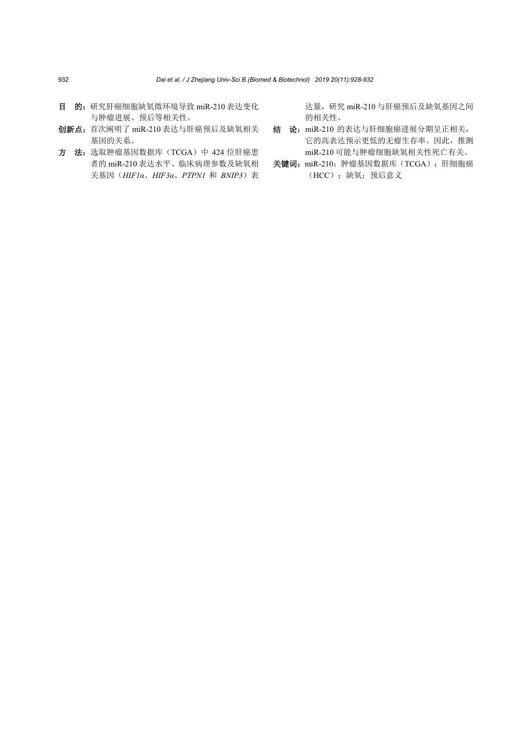**目　的：**研究肝癌细胞缺氧微环境导致 miR-210 表达变化与肿瘤进展、预后等相关性。

**创新点：**首次阐明了 miR-210 表达与肝癌预后及缺氧相关基因的关系。

**方　法：**选取肿瘤基因数据库（TCGA）中 424 位肝癌患者的 miR-210 表达水平、临床病理参数及缺氧相关基因（*HIF1α*、*HIF3α*、*PTPN1* 和 *BNIP3*）表达量，研究 miR-210 与肝癌预后及缺氧基因之间的相关性。

**结　论：**miR-210 的表达与肝细胞癌进展分期呈正相关，它的高表达预示更低的无瘤生存率。因此，推测 miR-210 可能与肿瘤细胞缺氧相关性死亡有关。

**关键词：**miR-210；肿瘤基因数据库（TCGA）；肝细胞癌（HCC）；缺氧；预后意义